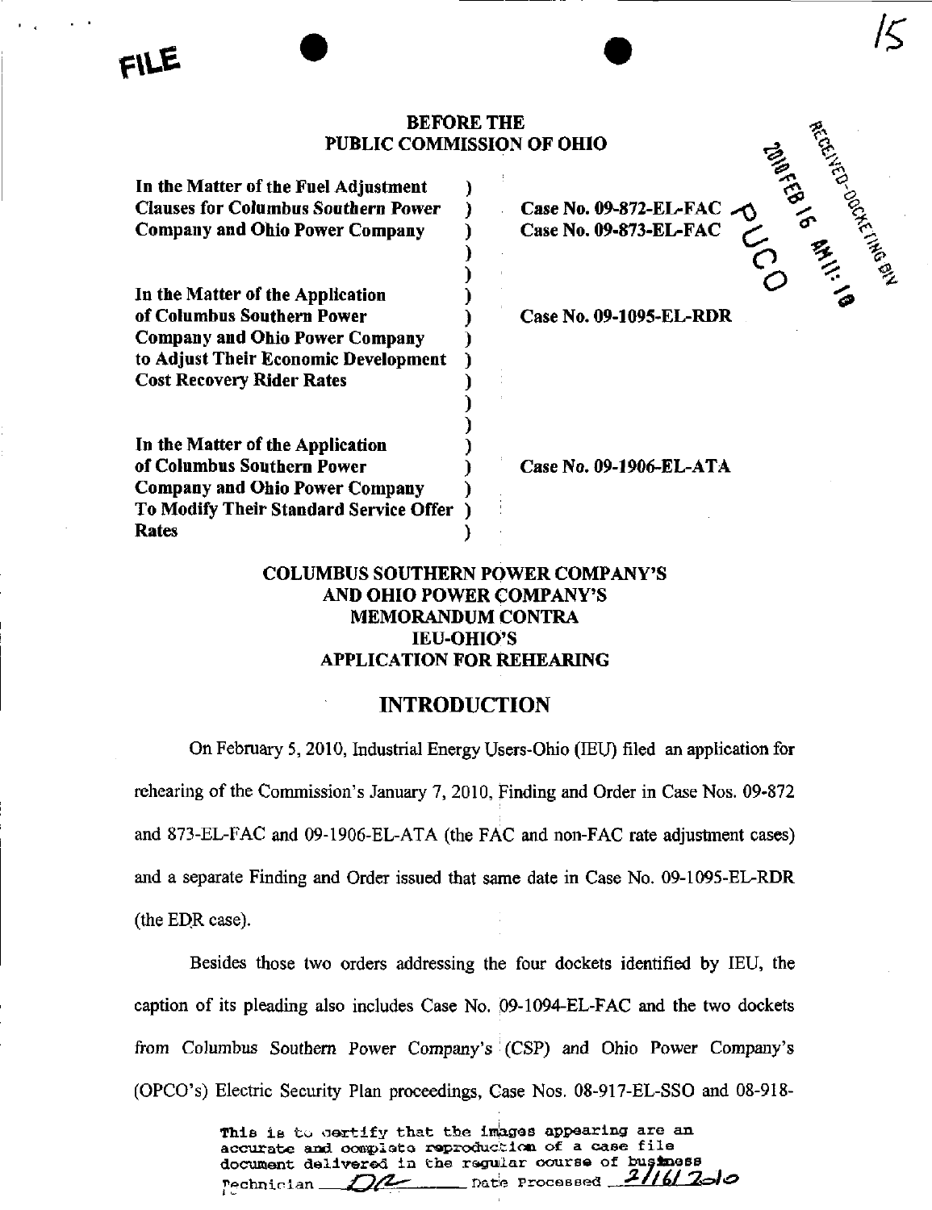FILE

**BEFORE THE**
**PUBLIC COMMISSION OF OHIO**

RECEIVED-DOCKETING DIV
2010 FEB 16 AM 11:10
PUCO

| | | |
|---|---|---|
| **In the Matter of the Fuel Adjustment Clauses for Columbus Southern Power Company and Ohio Power Company** | ) | **Case No. 09-872-EL-FAC** **Case No. 09-873-EL-FAC** |
| **In the Matter of the Application of Columbus Southern Power Company and Ohio Power Company to Adjust Their Economic Development Cost Recovery Rider Rates** | ) | **Case No. 09-1095-EL-RDR** |
| **In the Matter of the Application of Columbus Southern Power Company and Ohio Power Company To Modify Their Standard Service Offer Rates** | ) | **Case No. 09-1906-EL-ATA** |

**COLUMBUS SOUTHERN POWER COMPANY'S AND OHIO POWER COMPANY'S MEMORANDUM CONTRA IEU-OHIO'S APPLICATION FOR REHEARING**

## INTRODUCTION

On February 5, 2010, Industrial Energy Users-Ohio (IEU) filed an application for rehearing of the Commission's January 7, 2010, Finding and Order in Case Nos. 09-872 and 873-EL-FAC and 09-1906-EL-ATA (the FAC and non-FAC rate adjustment cases) and a separate Finding and Order issued that same date in Case No. 09-1095-EL-RDR (the EDR case).

Besides those two orders addressing the four dockets identified by IEU, the caption of its pleading also includes Case No. 09-1094-EL-FAC and the two dockets from Columbus Southern Power Company's (CSP) and Ohio Power Company's (OPCO's) Electric Security Plan proceedings, Case Nos. 08-917-EL-SSO and 08-918-

This is to certify that the images appearing are an accurate and complete reproduction of a case file document delivered in the regular course of business
Technician DR Date Processed 2/16/2010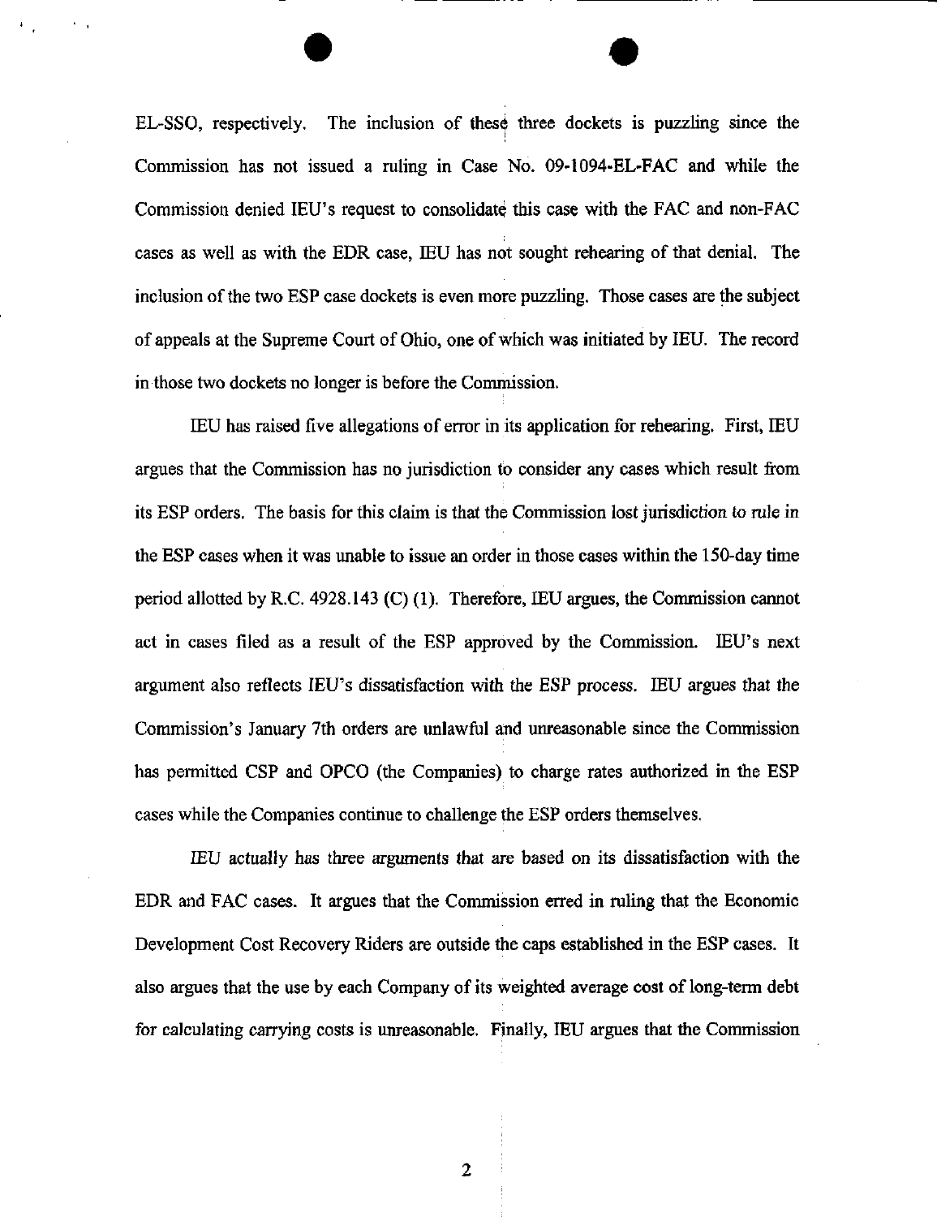EL-SSO, respectively. The inclusion of these three dockets is puzzling since the Commission has not issued a ruling in Case No. 09-1094-EL-FAC and while the Commission denied IEU's request to consolidate this case with the FAC and non-FAC cases as well as with the EDR case, IEU has not sought rehearing of that denial. The inclusion of the two ESP case dockets is even more puzzling. Those cases are the subject of appeals at the Supreme Court of Ohio, one of which was initiated by IEU. The record in those two dockets no longer is before the Commission.

IEU has raised five allegations of error in its application for rehearing. First, IEU argues that the Commission has no jurisdiction to consider any cases which result from its ESP orders. The basis for this claim is that the Commission lost jurisdiction to rule in the ESP cases when it was unable to issue an order in those cases within the 150-day time period allotted by R.C. 4928.143 (C) (1). Therefore, IEU argues, the Commission cannot act in cases filed as a result of the ESP approved by the Commission. IEU's next argument also reflects IEU's dissatisfaction with the ESP process. IEU argues that the Commission's January 7th orders are unlawful and unreasonable since the Commission has permitted CSP and OPCO (the Companies) to charge rates authorized in the ESP cases while the Companies continue to challenge the ESP orders themselves.

IEU actually has three arguments that are based on its dissatisfaction with the EDR and FAC cases. It argues that the Commission erred in ruling that the Economic Development Cost Recovery Riders are outside the caps established in the ESP cases. It also argues that the use by each Company of its weighted average cost of long-term debt for calculating carrying costs is unreasonable. Finally, IEU argues that the Commission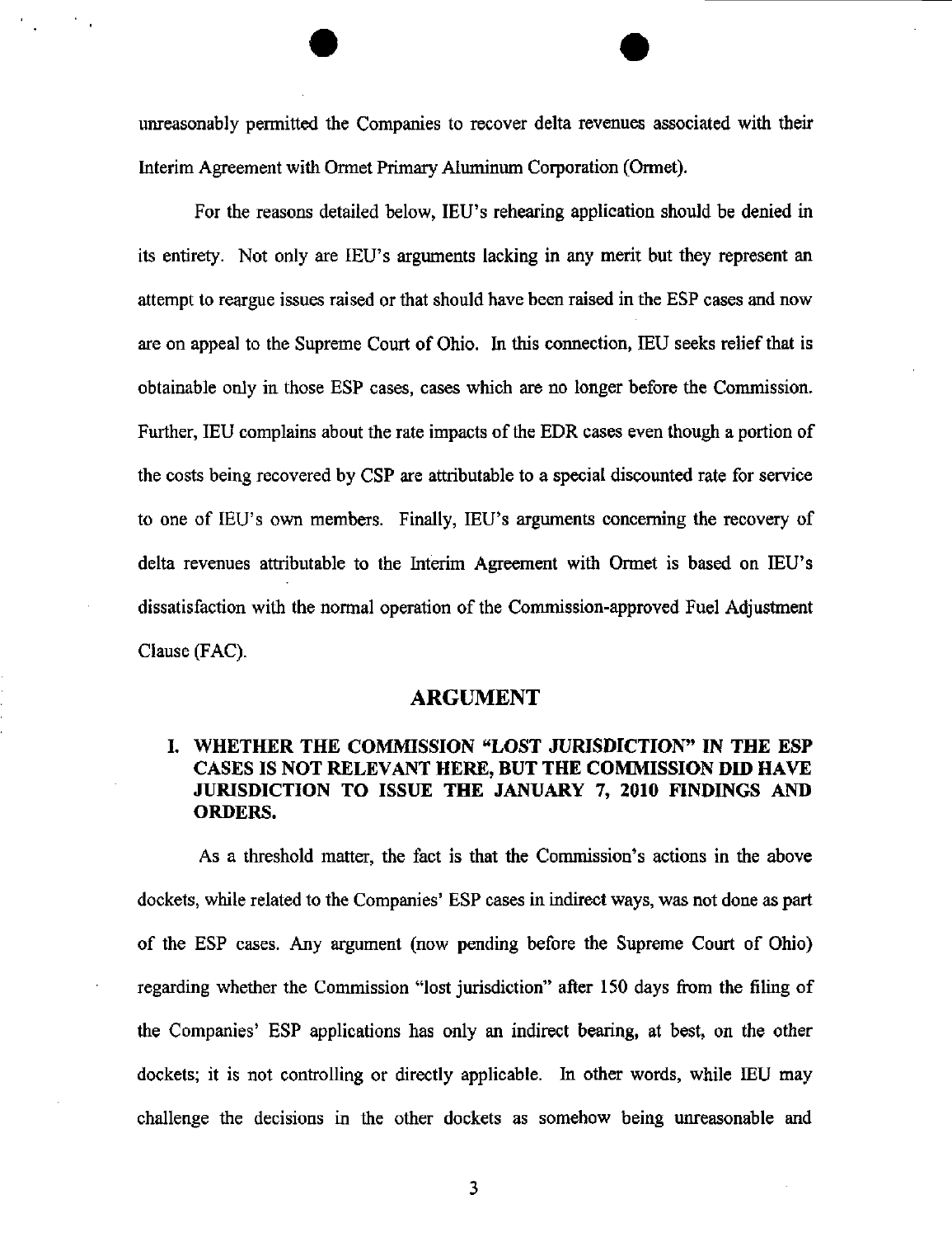unreasonably permitted the Companies to recover delta revenues associated with their Interim Agreement with Ormet Primary Aluminum Corporation (Ormet).

For the reasons detailed below, IEU's rehearing application should be denied in its entirety. Not only are IEU's arguments lacking in any merit but they represent an attempt to reargue issues raised or that should have been raised in the ESP cases and now are on appeal to the Supreme Court of Ohio. In this connection, IEU seeks relief that is obtainable only in those ESP cases, cases which are no longer before the Commission. Further, IEU complains about the rate impacts of the EDR cases even though a portion of the costs being recovered by CSP are attributable to a special discounted rate for service to one of IEU's own members. Finally, IEU's arguments concerning the recovery of delta revenues attributable to the Interim Agreement with Ormet is based on IEU's dissatisfaction with the normal operation of the Commission-approved Fuel Adjustment Clause (FAC).

## ARGUMENT

### I. WHETHER THE COMMISSION "LOST JURISDICTION" IN THE ESP CASES IS NOT RELEVANT HERE, BUT THE COMMISSION DID HAVE JURISDICTION TO ISSUE THE JANUARY 7, 2010 FINDINGS AND ORDERS.

As a threshold matter, the fact is that the Commission's actions in the above dockets, while related to the Companies' ESP cases in indirect ways, was not done as part of the ESP cases. Any argument (now pending before the Supreme Court of Ohio) regarding whether the Commission "lost jurisdiction" after 150 days from the filing of the Companies' ESP applications has only an indirect bearing, at best, on the other dockets; it is not controlling or directly applicable. In other words, while IEU may challenge the decisions in the other dockets as somehow being unreasonable and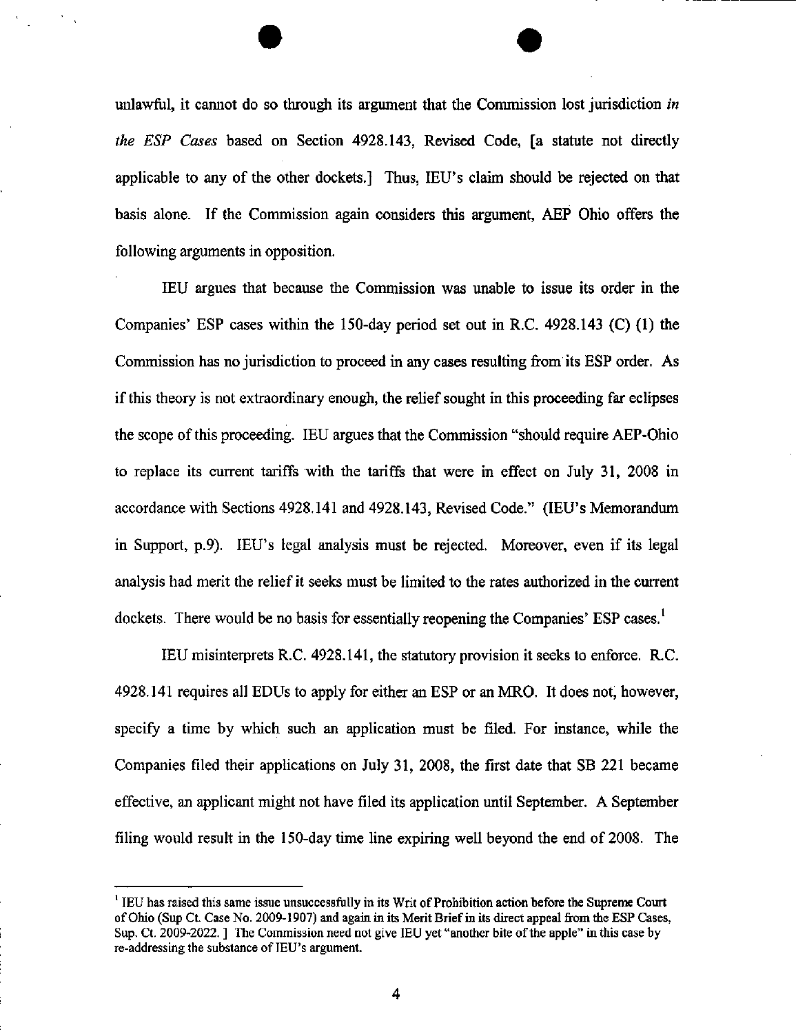unlawful, it cannot do so through its argument that the Commission lost jurisdiction *in the ESP Cases* based on Section 4928.143, Revised Code, [a statute not directly applicable to any of the other dockets.] Thus, IEU's claim should be rejected on that basis alone. If the Commission again considers this argument, AEP Ohio offers the following arguments in opposition.

IEU argues that because the Commission was unable to issue its order in the Companies' ESP cases within the 150-day period set out in R.C. 4928.143 (C) (1) the Commission has no jurisdiction to proceed in any cases resulting from its ESP order. As if this theory is not extraordinary enough, the relief sought in this proceeding far eclipses the scope of this proceeding. IEU argues that the Commission "should require AEP-Ohio to replace its current tariffs with the tariffs that were in effect on July 31, 2008 in accordance with Sections 4928.141 and 4928.143, Revised Code." (IEU's Memorandum in Support, p.9). IEU's legal analysis must be rejected. Moreover, even if its legal analysis had merit the relief it seeks must be limited to the rates authorized in the current dockets. There would be no basis for essentially reopening the Companies' ESP cases.[1]

IEU misinterprets R.C. 4928.141, the statutory provision it seeks to enforce. R.C. 4928.141 requires all EDUs to apply for either an ESP or an MRO. It does not, however, specify a time by which such an application must be filed. For instance, while the Companies filed their applications on July 31, 2008, the first date that SB 221 became effective, an applicant might not have filed its application until September. A September filing would result in the 150-day time line expiring well beyond the end of 2008. The

---

[1] IEU has raised this same issue unsuccessfully in its Writ of Prohibition action before the Supreme Court of Ohio (Sup Ct. Case No. 2009-1907) and again in its Merit Brief in its direct appeal from the ESP Cases, Sup. Ct. 2009-2022. ] The Commission need not give IEU yet "another bite of the apple" in this case by re-addressing the substance of IEU's argument.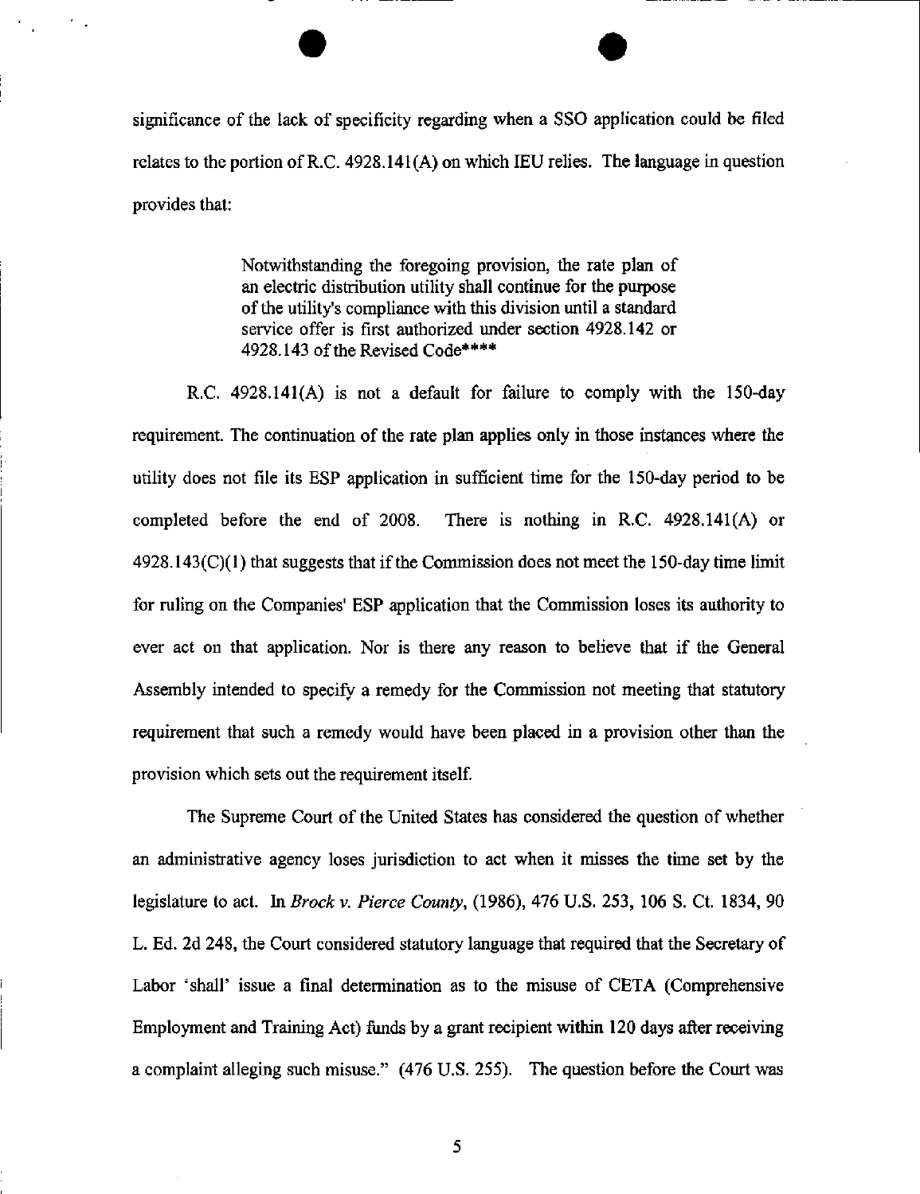significance of the lack of specificity regarding when a SSO application could be filed relates to the portion of R.C. 4928.141(A) on which IEU relies. The language in question provides that:

> Notwithstanding the foregoing provision, the rate plan of an electric distribution utility shall continue for the purpose of the utility's compliance with this division until a standard service offer is first authorized under section 4928.142 or 4928.143 of the Revised Code****

R.C. 4928.141(A) is not a default for failure to comply with the 150-day requirement. The continuation of the rate plan applies only in those instances where the utility does not file its ESP application in sufficient time for the 150-day period to be completed before the end of 2008. There is nothing in R.C. 4928.141(A) or 4928.143(C)(1) that suggests that if the Commission does not meet the 150-day time limit for ruling on the Companies' ESP application that the Commission loses its authority to ever act on that application. Nor is there any reason to believe that if the General Assembly intended to specify a remedy for the Commission not meeting that statutory requirement that such a remedy would have been placed in a provision other than the provision which sets out the requirement itself.

The Supreme Court of the United States has considered the question of whether an administrative agency loses jurisdiction to act when it misses the time set by the legislature to act. In *Brock v. Pierce County*, (1986), 476 U.S. 253, 106 S. Ct. 1834, 90 L. Ed. 2d 248, the Court considered statutory language that required that the Secretary of Labor 'shall' issue a final determination as to the misuse of CETA (Comprehensive Employment and Training Act) funds by a grant recipient within 120 days after receiving a complaint alleging such misuse." (476 U.S. 255). The question before the Court was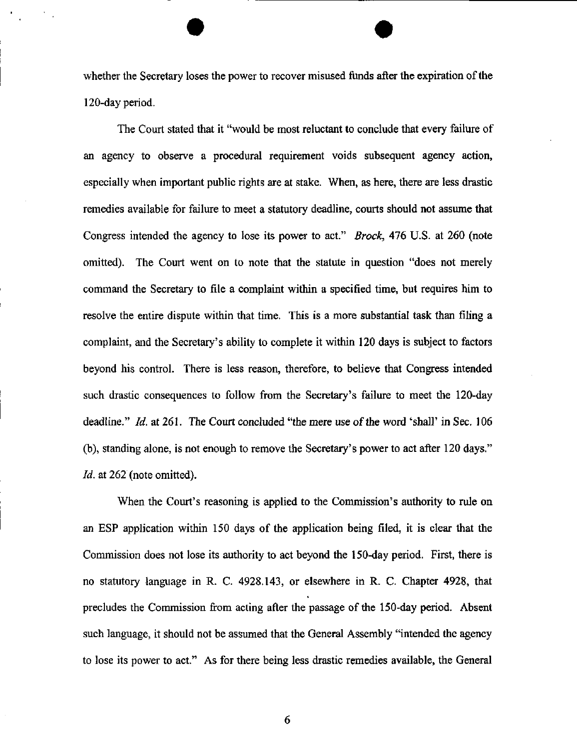whether the Secretary loses the power to recover misused funds after the expiration of the 120-day period.

The Court stated that it "would be most reluctant to conclude that every failure of an agency to observe a procedural requirement voids subsequent agency action, especially when important public rights are at stake. When, as here, there are less drastic remedies available for failure to meet a statutory deadline, courts should not assume that Congress intended the agency to lose its power to act." *Brock*, 476 U.S. at 260 (note omitted). The Court went on to note that the statute in question "does not merely command the Secretary to file a complaint within a specified time, but requires him to resolve the entire dispute within that time. This is a more substantial task than filing a complaint, and the Secretary's ability to complete it within 120 days is subject to factors beyond his control. There is less reason, therefore, to believe that Congress intended such drastic consequences to follow from the Secretary's failure to meet the 120-day deadline." *Id.* at 261. The Court concluded "the mere use of the word 'shall' in Sec. 106 (b), standing alone, is not enough to remove the Secretary's power to act after 120 days." *Id.* at 262 (note omitted).

When the Court's reasoning is applied to the Commission's authority to rule on an ESP application within 150 days of the application being filed, it is clear that the Commission does not lose its authority to act beyond the 150-day period. First, there is no statutory language in R. C. 4928.143, or elsewhere in R. C. Chapter 4928, that precludes the Commission from acting after the passage of the 150-day period. Absent such language, it should not be assumed that the General Assembly "intended the agency to lose its power to act." As for there being less drastic remedies available, the General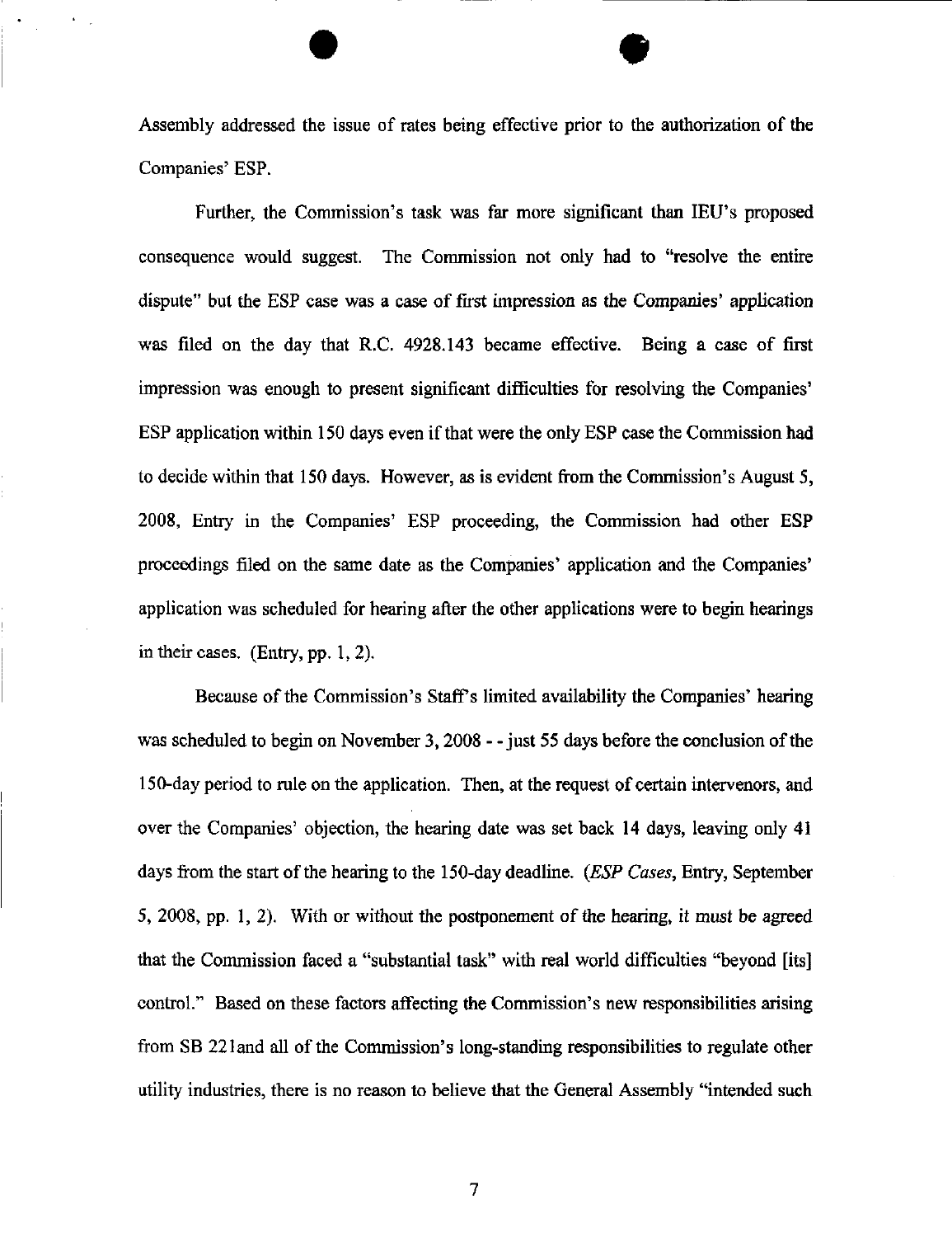Assembly addressed the issue of rates being effective prior to the authorization of the Companies' ESP.

Further, the Commission's task was far more significant than IEU's proposed consequence would suggest. The Commission not only had to "resolve the entire dispute" but the ESP case was a case of first impression as the Companies' application was filed on the day that R.C. 4928.143 became effective. Being a case of first impression was enough to present significant difficulties for resolving the Companies' ESP application within 150 days even if that were the only ESP case the Commission had to decide within that 150 days. However, as is evident from the Commission's August 5, 2008, Entry in the Companies' ESP proceeding, the Commission had other ESP proceedings filed on the same date as the Companies' application and the Companies' application was scheduled for hearing after the other applications were to begin hearings in their cases. (Entry, pp. 1, 2).

Because of the Commission's Staff's limited availability the Companies' hearing was scheduled to begin on November 3, 2008 - - just 55 days before the conclusion of the 150-day period to rule on the application. Then, at the request of certain intervenors, and over the Companies' objection, the hearing date was set back 14 days, leaving only 41 days from the start of the hearing to the 150-day deadline. (*ESP Cases*, Entry, September 5, 2008, pp. 1, 2). With or without the postponement of the hearing, it must be agreed that the Commission faced a "substantial task" with real world difficulties "beyond [its] control." Based on these factors affecting the Commission's new responsibilities arising from SB 221and all of the Commission's long-standing responsibilities to regulate other utility industries, there is no reason to believe that the General Assembly "intended such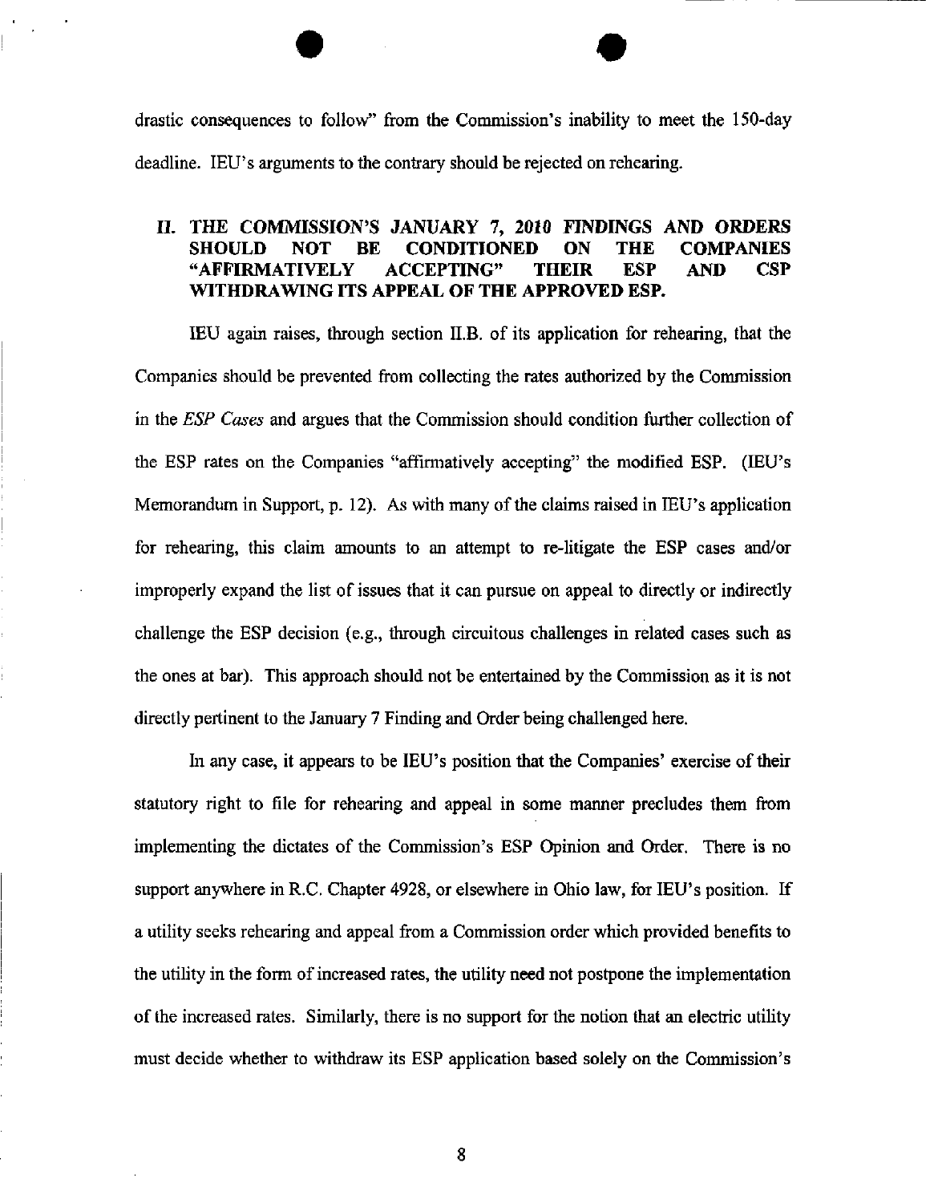drastic consequences to follow" from the Commission's inability to meet the 150-day deadline. IEU's arguments to the contrary should be rejected on rehearing.

## II. THE COMMISSION'S JANUARY 7, 2010 FINDINGS AND ORDERS SHOULD NOT BE CONDITIONED ON THE COMPANIES "AFFIRMATIVELY ACCEPTING" THEIR ESP AND CSP WITHDRAWING ITS APPEAL OF THE APPROVED ESP.

IEU again raises, through section II.B. of its application for rehearing, that the Companies should be prevented from collecting the rates authorized by the Commission in the *ESP Cases* and argues that the Commission should condition further collection of the ESP rates on the Companies "affirmatively accepting" the modified ESP. (IEU's Memorandum in Support, p. 12). As with many of the claims raised in IEU's application for rehearing, this claim amounts to an attempt to re-litigate the ESP cases and/or improperly expand the list of issues that it can pursue on appeal to directly or indirectly challenge the ESP decision (e.g., through circuitous challenges in related cases such as the ones at bar). This approach should not be entertained by the Commission as it is not directly pertinent to the January 7 Finding and Order being challenged here.

In any case, it appears to be IEU's position that the Companies' exercise of their statutory right to file for rehearing and appeal in some manner precludes them from implementing the dictates of the Commission's ESP Opinion and Order. There is no support anywhere in R.C. Chapter 4928, or elsewhere in Ohio law, for IEU's position. If a utility seeks rehearing and appeal from a Commission order which provided benefits to the utility in the form of increased rates, the utility need not postpone the implementation of the increased rates. Similarly, there is no support for the notion that an electric utility must decide whether to withdraw its ESP application based solely on the Commission's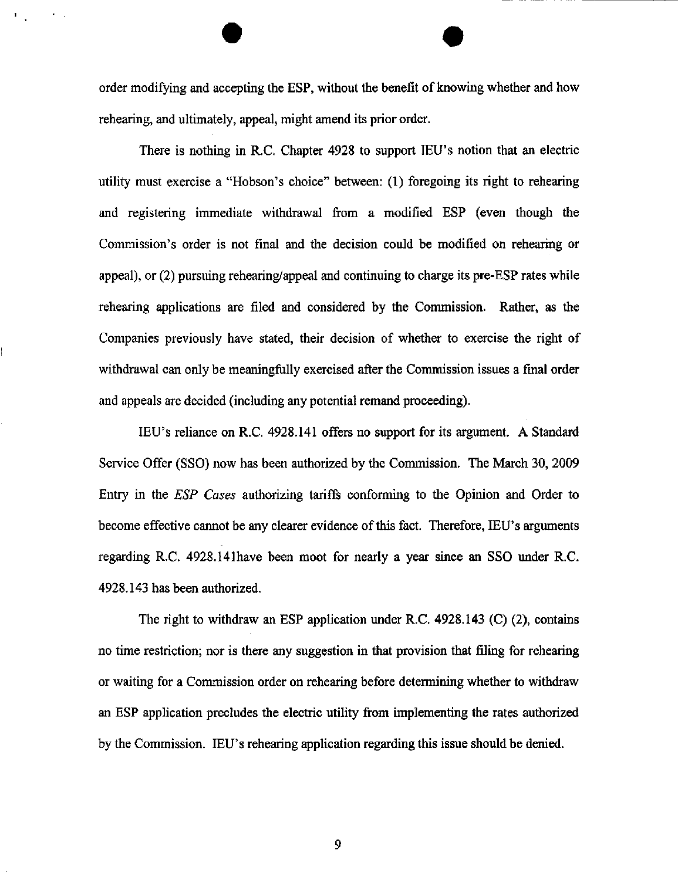order modifying and accepting the ESP, without the benefit of knowing whether and how rehearing, and ultimately, appeal, might amend its prior order.

There is nothing in R.C. Chapter 4928 to support IEU's notion that an electric utility must exercise a "Hobson's choice" between: (1) foregoing its right to rehearing and registering immediate withdrawal from a modified ESP (even though the Commission's order is not final and the decision could be modified on rehearing or appeal), or (2) pursuing rehearing/appeal and continuing to charge its pre-ESP rates while rehearing applications are filed and considered by the Commission. Rather, as the Companies previously have stated, their decision of whether to exercise the right of withdrawal can only be meaningfully exercised after the Commission issues a final order and appeals are decided (including any potential remand proceeding).

IEU's reliance on R.C. 4928.141 offers no support for its argument. A Standard Service Offer (SSO) now has been authorized by the Commission. The March 30, 2009 Entry in the *ESP Cases* authorizing tariffs conforming to the Opinion and Order to become effective cannot be any clearer evidence of this fact. Therefore, IEU's arguments regarding R.C. 4928.141have been moot for nearly a year since an SSO under R.C. 4928.143 has been authorized.

The right to withdraw an ESP application under R.C. 4928.143 (C) (2), contains no time restriction; nor is there any suggestion in that provision that filing for rehearing or waiting for a Commission order on rehearing before determining whether to withdraw an ESP application precludes the electric utility from implementing the rates authorized by the Commission. IEU's rehearing application regarding this issue should be denied.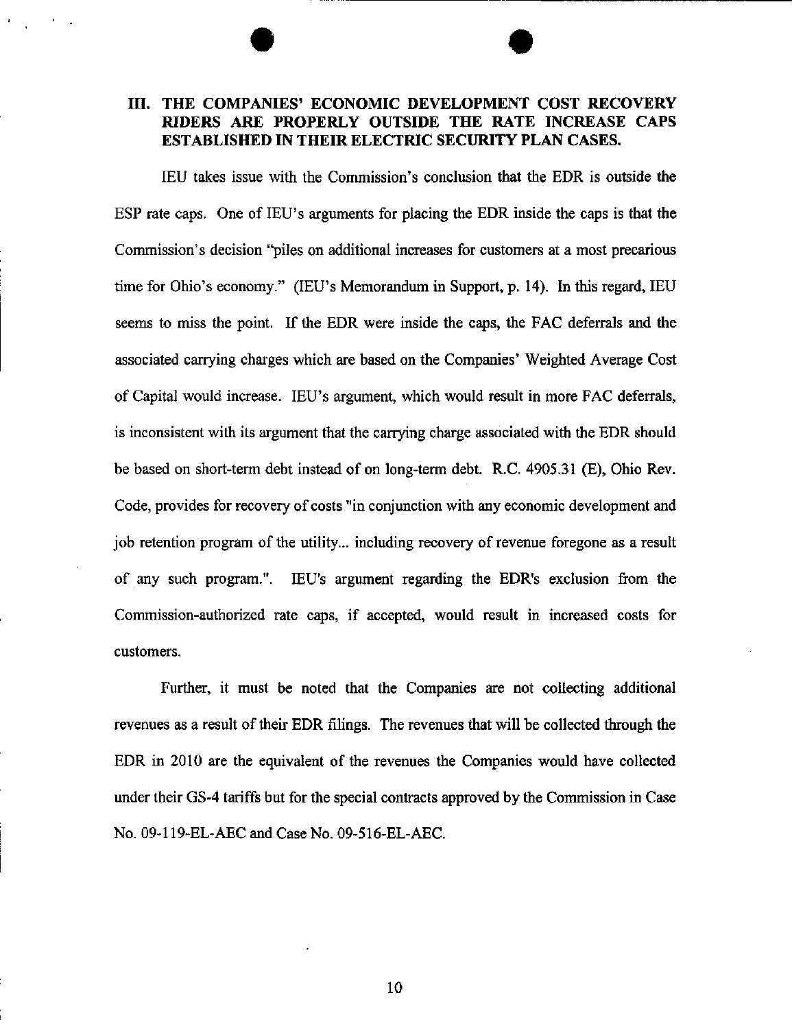## III. THE COMPANIES' ECONOMIC DEVELOPMENT COST RECOVERY RIDERS ARE PROPERLY OUTSIDE THE RATE INCREASE CAPS ESTABLISHED IN THEIR ELECTRIC SECURITY PLAN CASES.

IEU takes issue with the Commission's conclusion that the EDR is outside the ESP rate caps. One of IEU's arguments for placing the EDR inside the caps is that the Commission's decision "piles on additional increases for customers at a most precarious time for Ohio's economy." (IEU's Memorandum in Support, p. 14). In this regard, IEU seems to miss the point. If the EDR were inside the caps, the FAC deferrals and the associated carrying charges which are based on the Companies' Weighted Average Cost of Capital would increase. IEU's argument, which would result in more FAC deferrals, is inconsistent with its argument that the carrying charge associated with the EDR should be based on short-term debt instead of on long-term debt. R.C. 4905.31 (E), Ohio Rev. Code, provides for recovery of costs "in conjunction with any economic development and job retention program of the utility... including recovery of revenue foregone as a result of any such program.". IEU's argument regarding the EDR's exclusion from the Commission-authorized rate caps, if accepted, would result in increased costs for customers.

Further, it must be noted that the Companies are not collecting additional revenues as a result of their EDR filings. The revenues that will be collected through the EDR in 2010 are the equivalent of the revenues the Companies would have collected under their GS-4 tariffs but for the special contracts approved by the Commission in Case No. 09-119-EL-AEC and Case No. 09-516-EL-AEC.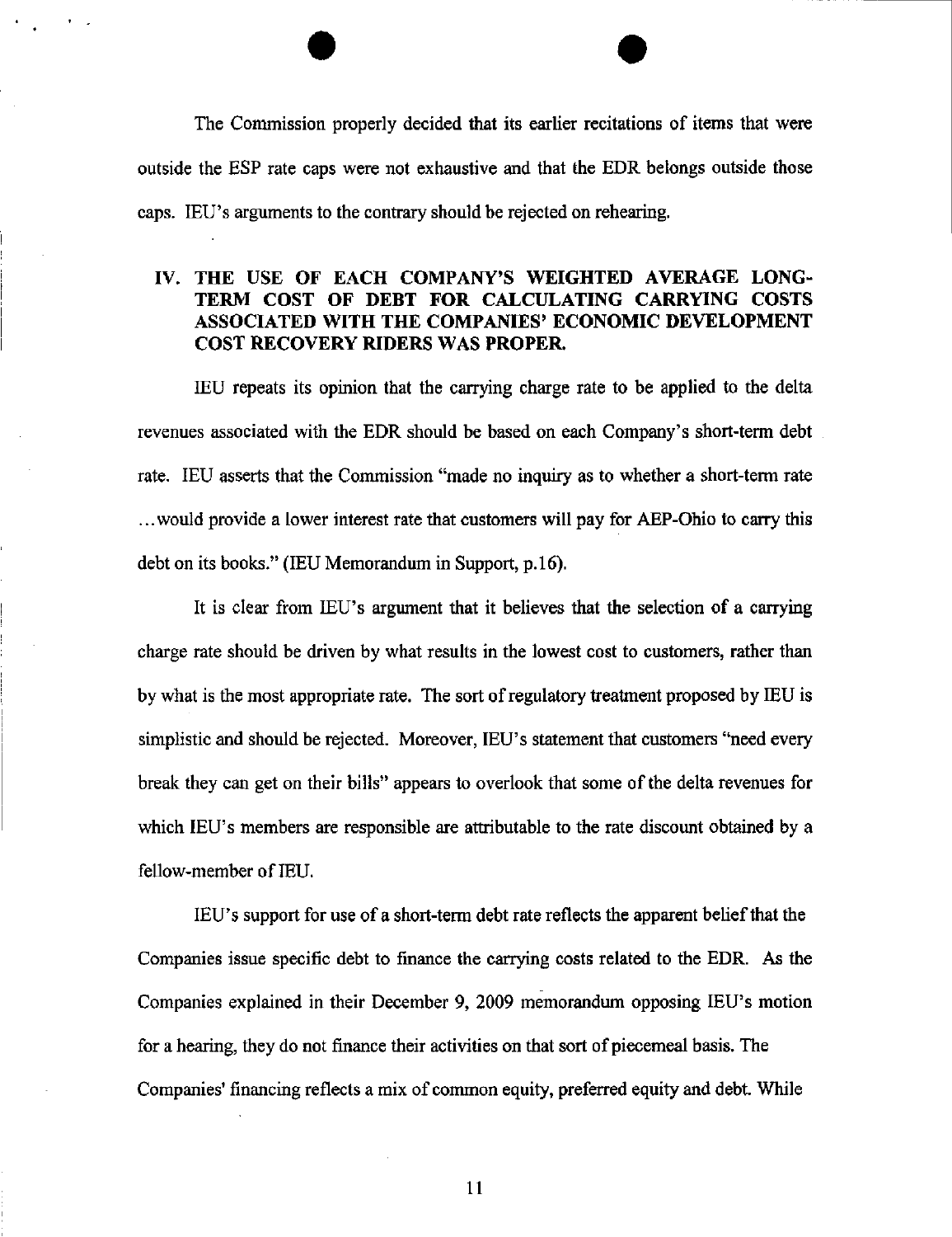The Commission properly decided that its earlier recitations of items that were outside the ESP rate caps were not exhaustive and that the EDR belongs outside those caps. IEU's arguments to the contrary should be rejected on rehearing.

## IV. THE USE OF EACH COMPANY'S WEIGHTED AVERAGE LONG-TERM COST OF DEBT FOR CALCULATING CARRYING COSTS ASSOCIATED WITH THE COMPANIES' ECONOMIC DEVELOPMENT COST RECOVERY RIDERS WAS PROPER.

IEU repeats its opinion that the carrying charge rate to be applied to the delta revenues associated with the EDR should be based on each Company's short-term debt rate. IEU asserts that the Commission "made no inquiry as to whether a short-term rate ...would provide a lower interest rate that customers will pay for AEP-Ohio to carry this debt on its books." (IEU Memorandum in Support, p.16).

It is clear from IEU's argument that it believes that the selection of a carrying charge rate should be driven by what results in the lowest cost to customers, rather than by what is the most appropriate rate. The sort of regulatory treatment proposed by IEU is simplistic and should be rejected. Moreover, IEU's statement that customers "need every break they can get on their bills" appears to overlook that some of the delta revenues for which IEU's members are responsible are attributable to the rate discount obtained by a fellow-member of IEU.

IEU's support for use of a short-term debt rate reflects the apparent belief that the Companies issue specific debt to finance the carrying costs related to the EDR. As the Companies explained in their December 9, 2009 memorandum opposing IEU's motion for a hearing, they do not finance their activities on that sort of piecemeal basis. The Companies' financing reflects a mix of common equity, preferred equity and debt. While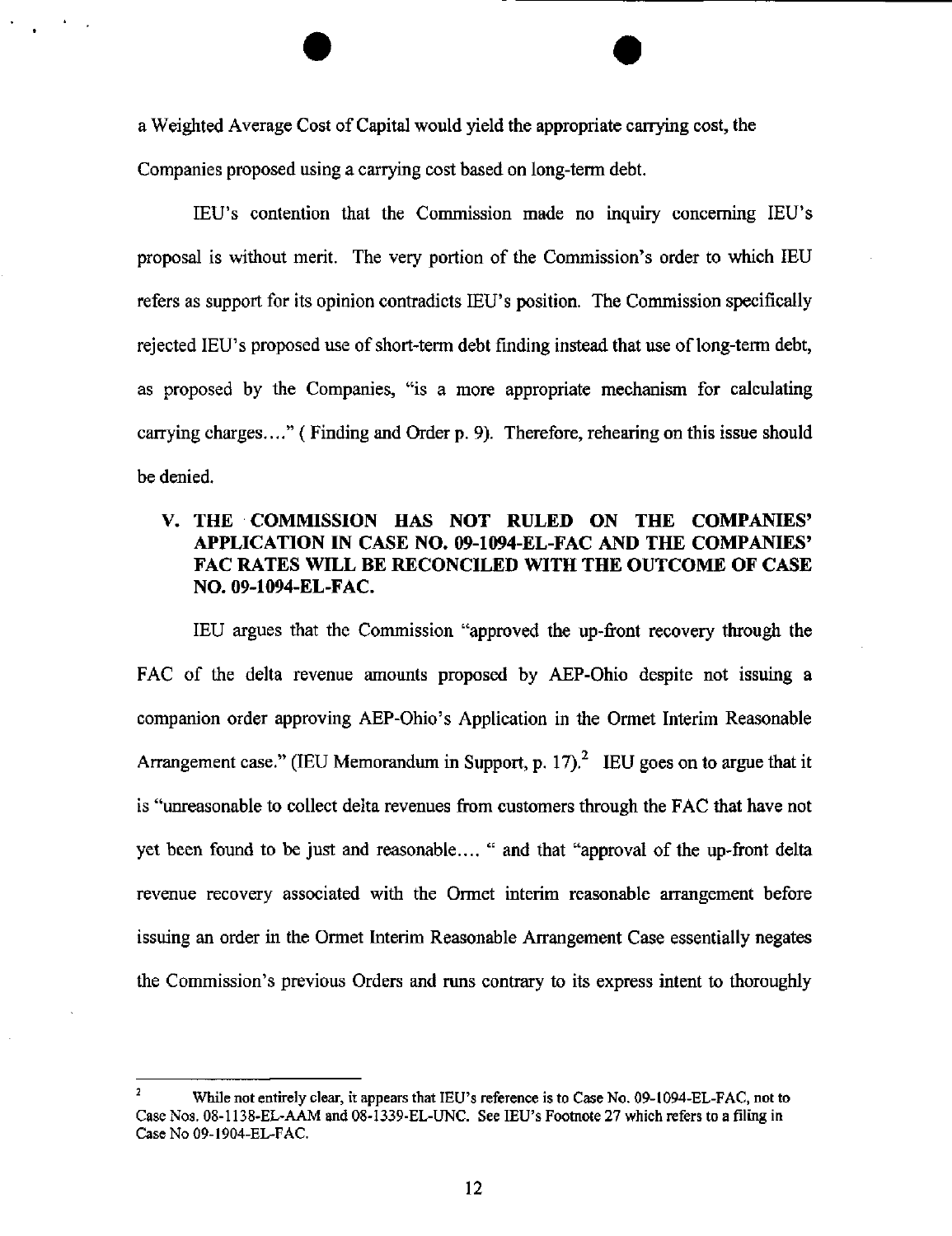a Weighted Average Cost of Capital would yield the appropriate carrying cost, the Companies proposed using a carrying cost based on long-term debt.

IEU's contention that the Commission made no inquiry concerning IEU's proposal is without merit. The very portion of the Commission's order to which IEU refers as support for its opinion contradicts IEU's position. The Commission specifically rejected IEU's proposed use of short-term debt finding instead that use of long-term debt, as proposed by the Companies, "is a more appropriate mechanism for calculating carrying charges…." ( Finding and Order p. 9). Therefore, rehearing on this issue should be denied.

## V. THE COMMISSION HAS NOT RULED ON THE COMPANIES' APPLICATION IN CASE NO. 09-1094-EL-FAC AND THE COMPANIES' FAC RATES WILL BE RECONCILED WITH THE OUTCOME OF CASE NO. 09-1094-EL-FAC.

IEU argues that the Commission "approved the up-front recovery through the FAC of the delta revenue amounts proposed by AEP-Ohio despite not issuing a companion order approving AEP-Ohio's Application in the Ormet Interim Reasonable Arrangement case." (IEU Memorandum in Support, p. 17).[2] IEU goes on to argue that it is "unreasonable to collect delta revenues from customers through the FAC that have not yet been found to be just and reasonable…. " and that "approval of the up-front delta revenue recovery associated with the Ormet interim reasonable arrangement before issuing an order in the Ormet Interim Reasonable Arrangement Case essentially negates the Commission's previous Orders and runs contrary to its express intent to thoroughly

---

[2] While not entirely clear, it appears that IEU's reference is to Case No. 09-1094-EL-FAC, not to Case Nos. 08-1138-EL-AAM and 08-1339-EL-UNC. See IEU's Footnote 27 which refers to a filing in Case No 09-1904-EL-FAC.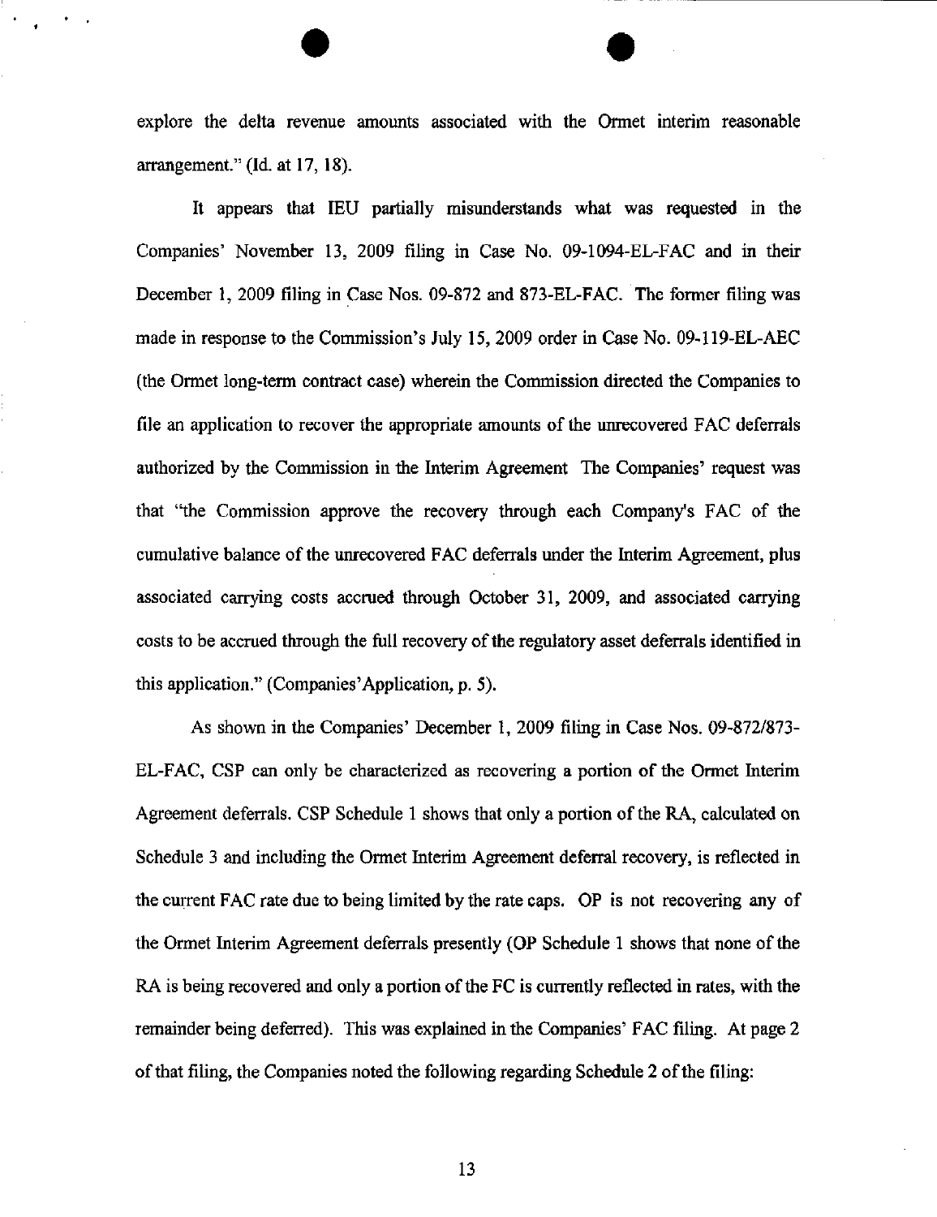explore the delta revenue amounts associated with the Ormet interim reasonable arrangement." (Id. at 17, 18).

It appears that IEU partially misunderstands what was requested in the Companies' November 13, 2009 filing in Case No. 09-1094-EL-FAC and in their December 1, 2009 filing in Case Nos. 09-872 and 873-EL-FAC. The former filing was made in response to the Commission's July 15, 2009 order in Case No. 09-119-EL-AEC (the Ormet long-term contract case) wherein the Commission directed the Companies to file an application to recover the appropriate amounts of the unrecovered FAC deferrals authorized by the Commission in the Interim Agreement The Companies' request was that "the Commission approve the recovery through each Company's FAC of the cumulative balance of the unrecovered FAC deferrals under the Interim Agreement, plus associated carrying costs accrued through October 31, 2009, and associated carrying costs to be accrued through the full recovery of the regulatory asset deferrals identified in this application." (Companies'Application, p. 5).

As shown in the Companies' December 1, 2009 filing in Case Nos. 09-872/873-EL-FAC, CSP can only be characterized as recovering a portion of the Ormet Interim Agreement deferrals. CSP Schedule 1 shows that only a portion of the RA, calculated on Schedule 3 and including the Ormet Interim Agreement deferral recovery, is reflected in the current FAC rate due to being limited by the rate caps. OP is not recovering any of the Ormet Interim Agreement deferrals presently (OP Schedule 1 shows that none of the RA is being recovered and only a portion of the FC is currently reflected in rates, with the remainder being deferred). This was explained in the Companies' FAC filing. At page 2 of that filing, the Companies noted the following regarding Schedule 2 of the filing: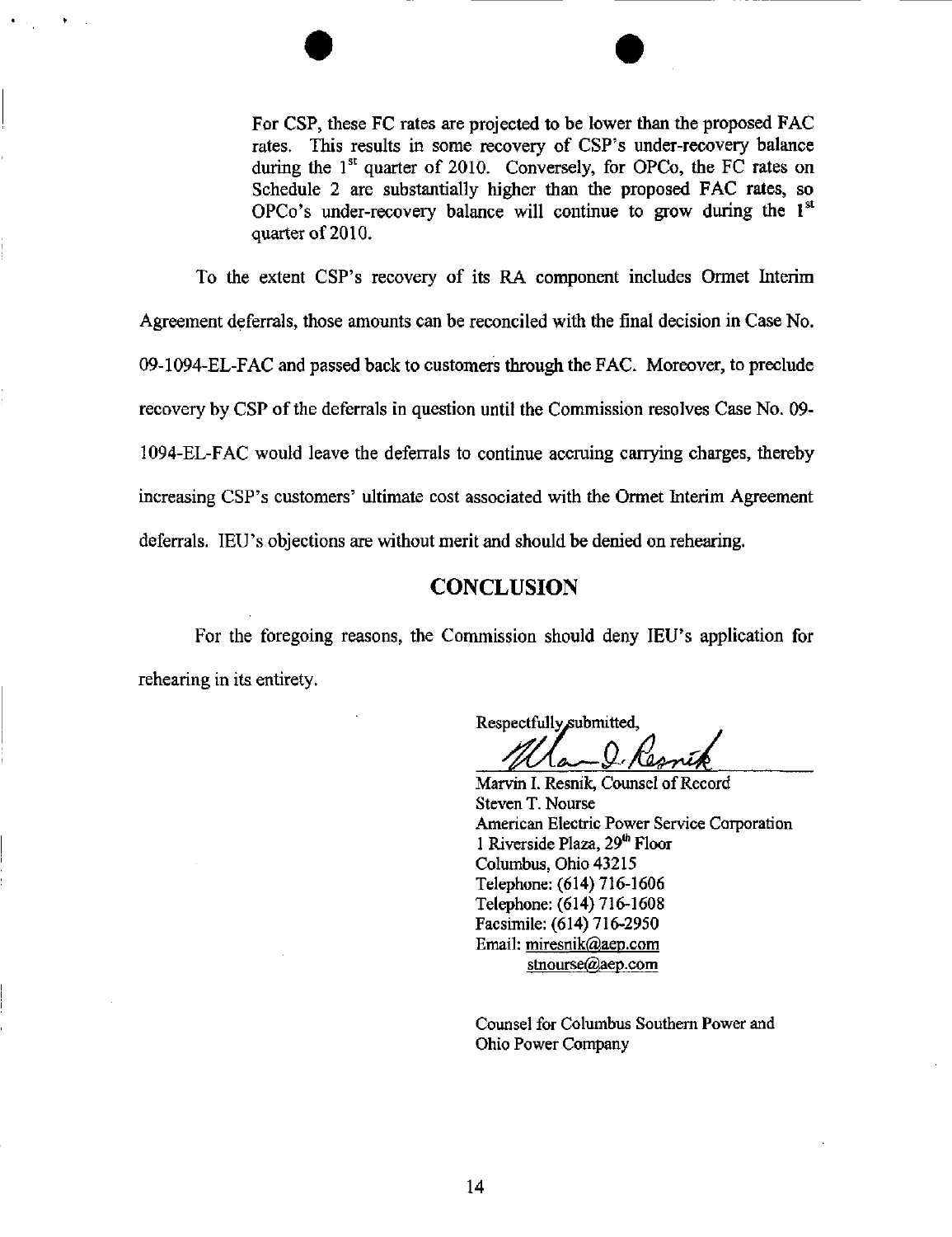> For CSP, these FC rates are projected to be lower than the proposed FAC rates. This results in some recovery of CSP's under-recovery balance during the 1st quarter of 2010. Conversely, for OPCo, the FC rates on Schedule 2 are substantially higher than the proposed FAC rates, so OPCo's under-recovery balance will continue to grow during the 1st quarter of 2010.

To the extent CSP's recovery of its RA component includes Ormet Interim Agreement deferrals, those amounts can be reconciled with the final decision in Case No. 09-1094-EL-FAC and passed back to customers through the FAC. Moreover, to preclude recovery by CSP of the deferrals in question until the Commission resolves Case No. 09-1094-EL-FAC would leave the deferrals to continue accruing carrying charges, thereby increasing CSP's customers' ultimate cost associated with the Ormet Interim Agreement deferrals. IEU's objections are without merit and should be denied on rehearing.

## CONCLUSION

For the foregoing reasons, the Commission should deny IEU's application for rehearing in its entirety.

Respectfully submitted,

Marvin I. Resnik, Counsel of Record
Steven T. Nourse
American Electric Power Service Corporation
1 Riverside Plaza, 29th Floor
Columbus, Ohio 43215
Telephone: (614) 716-1606
Telephone: (614) 716-1608
Facsimile: (614) 716-2950
Email: miresnik@aep.com
stnourse@aep.com

Counsel for Columbus Southern Power and Ohio Power Company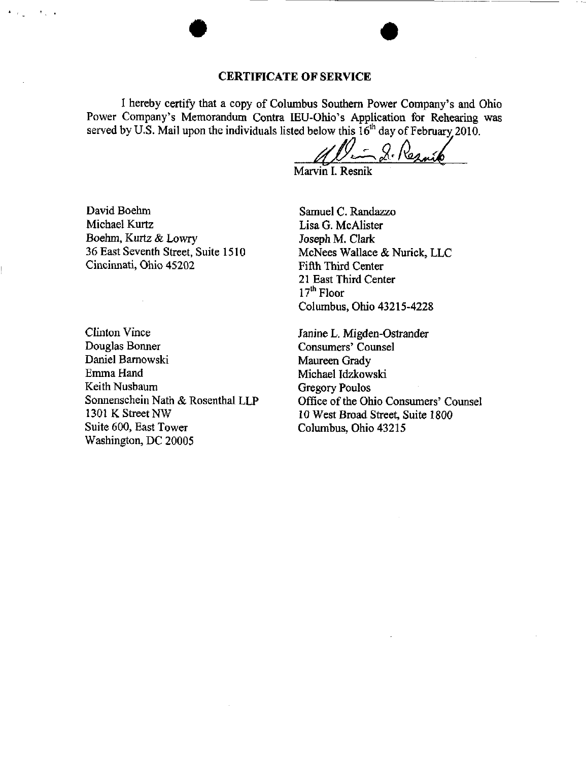## CERTIFICATE OF SERVICE

I hereby certify that a copy of Columbus Southern Power Company's and Ohio Power Company's Memorandum Contra IEU-Ohio's Application for Rehearing was served by U.S. Mail upon the individuals listed below this 16th day of February 2010.

Marvin I. Resnik

David Boehm
Michael Kurtz
Boehm, Kurtz & Lowry
36 East Seventh Street, Suite 1510
Cincinnati, Ohio 45202

Samuel C. Randazzo
Lisa G. McAlister
Joseph M. Clark
McNees Wallace & Nurick, LLC
Fifth Third Center
21 East Third Center
17th Floor
Columbus, Ohio 43215-4228

Clinton Vince
Douglas Bonner
Daniel Barnowski
Emma Hand
Keith Nusbaum
Sonnenschein Nath & Rosenthal LLP
1301 K Street NW
Suite 600, East Tower
Washington, DC 20005

Janine L. Migden-Ostrander
Consumers' Counsel
Maureen Grady
Michael Idzkowski
Gregory Poulos
Office of the Ohio Consumers' Counsel
10 West Broad Street, Suite 1800
Columbus, Ohio 43215